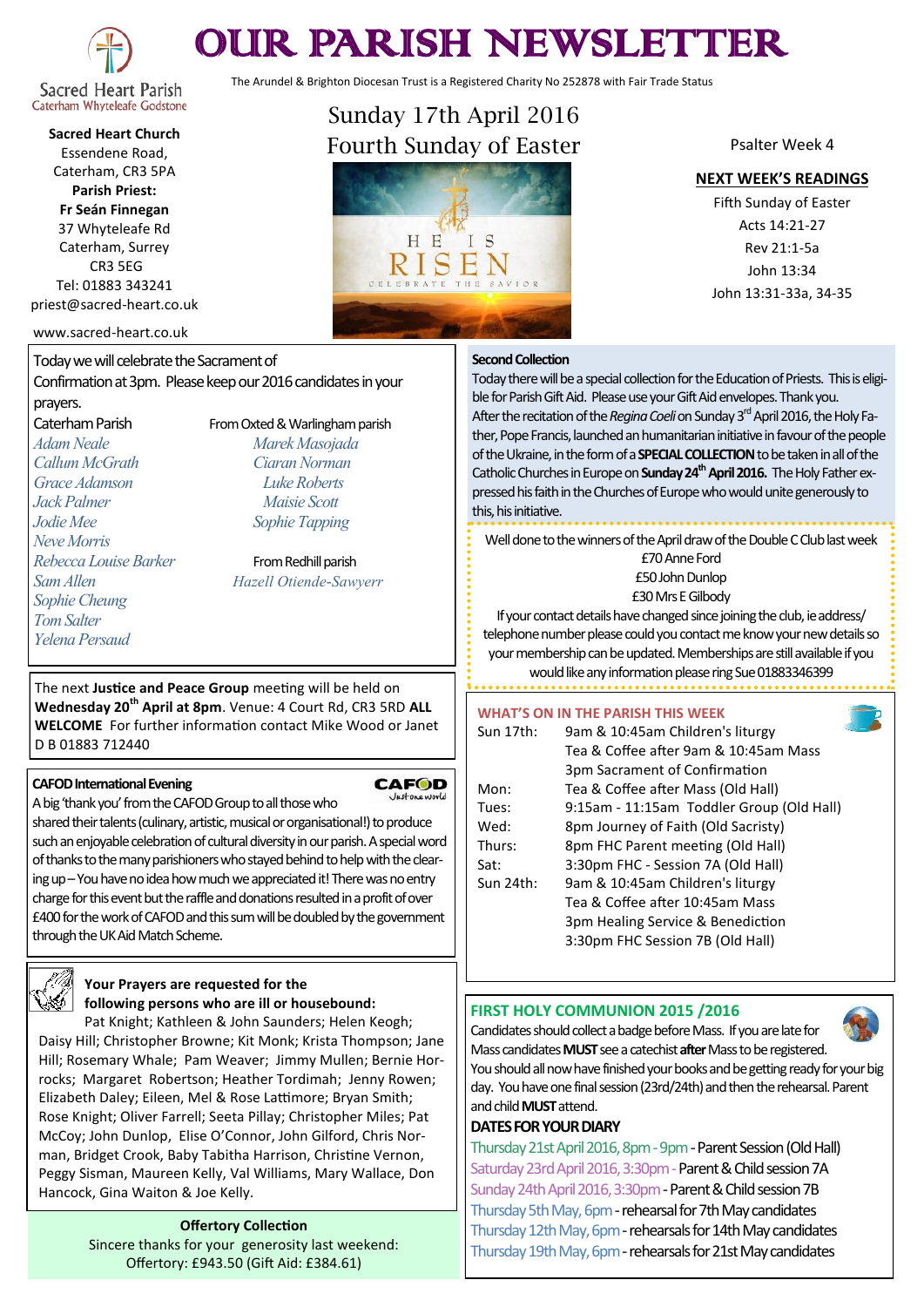# OUR PARISH NEWSLETTER

The Arundel & Brighton Diocesan Trust is a Registered Charity No 252878 with Fair Trade Status

Sacred Heart Parish
Caterham Whyteleafe Godstone

**Sacred Heart Church**
Essendene Road,
Caterham, CR3 5PA
**Parish Priest:**
**Fr Seán Finnegan**
37 Whyteleafe Rd
Caterham, Surrey
CR3 5EG
Tel: 01883 343241
priest@sacred-heart.co.uk

www.sacred-heart.co.uk

## Sunday 17th April 2016
## Fourth Sunday of Easter

Psalter Week 4

**NEXT WEEK'S READINGS**

Fifth Sunday of Easter
Acts 14:21-27
Rev 21:1-5a
John 13:34
John 13:31-33a, 34-35

Today we will celebrate the Sacrament of Confirmation at 3pm. Please keep our 2016 candidates in your prayers.

Caterham Parish
*Adam Neale*
*Callum McGrath*
*Grace Adamson*
*Jack Palmer*
*Jodie Mee*
*Neve Morris*
*Rebecca Louise Barker*
*Sam Allen*
*Sophie Cheung*
*Tom Salter*
*Yelena Persaud*

From Oxted & Warlingham parish
*Marek Masojada*
*Ciaran Norman*
*Luke Roberts*
*Maisie Scott*
*Sophie Tapping*

From Redhill parish
*Hazell Otiende-Sawyerr*

The next **Justice and Peace Group** meeting will be held on **Wednesday 20th April at 8pm**. Venue: 4 Court Rd, CR3 5RD **ALL WELCOME** For further information contact Mike Wood or Janet D B 01883 712440

**CAFOD International Evening**

A big 'thank you' from the CAFOD Group to all those who shared their talents (culinary, artistic, musical or organisational!) to produce such an enjoyable celebration of cultural diversity in our parish. A special word of thanks to the many parishioners who stayed behind to help with the clearing up – You have no idea how much we appreciated it! There was no entry charge for this event but the raffle and donations resulted in a profit of over £400 for the work of CAFOD and this sum will be doubled by the government through the UK Aid Match Scheme.

**Your Prayers are requested for the following persons who are ill or housebound:**

Pat Knight; Kathleen & John Saunders; Helen Keogh; Daisy Hill; Christopher Browne; Kit Monk; Krista Thompson; Jane Hill; Rosemary Whale; Pam Weaver; Jimmy Mullen; Bernie Horrocks; Margaret Robertson; Heather Tordimah; Jenny Rowen; Elizabeth Daley; Eileen, Mel & Rose Lattimore; Bryan Smith; Rose Knight; Oliver Farrell; Seeta Pillay; Christopher Miles; Pat McCoy; John Dunlop, Elise O'Connor, John Gilford, Chris Norman, Bridget Crook, Baby Tabitha Harrison, Christine Vernon, Peggy Sisman, Maureen Kelly, Val Williams, Mary Wallace, Don Hancock, Gina Waiton & Joe Kelly.

**Offertory Collection**
Sincere thanks for your generosity last weekend:
Offertory: £943.50 (Gift Aid: £384.61)

**Second Collection**

Today there will be a special collection for the Education of Priests. This is eligible for Parish Gift Aid. Please use your Gift Aid envelopes. Thank you.
After the recitation of the *Regina Coeli* on Sunday 3rd April 2016, the Holy Father, Pope Francis, launched an humanitarian initiative in favour of the people of the Ukraine, in the form of a **SPECIAL COLLECTION** to be taken in all of the Catholic Churches in Europe on **Sunday 24th April 2016.** The Holy Father expressed his faith in the Churches of Europe who would unite generously to this, his initiative.

Well done to the winners of the April draw of the Double C Club last week
£70 Anne Ford
£50 John Dunlop
£30 Mrs E Gilbody
If your contact details have changed since joining the club, ie address/telephone number please could you contact me know your new details so your membership can be updated. Memberships are still available if you would like any information please ring Sue 01883346399

**WHAT'S ON IN THE PARISH THIS WEEK**

| | |
|---|---|
| Sun 17th: | 9am & 10:45am Children's liturgy |
| | Tea & Coffee after 9am & 10:45am Mass |
| | 3pm Sacrament of Confirmation |
| Mon: | Tea & Coffee after Mass (Old Hall) |
| Tues: | 9:15am - 11:15am Toddler Group (Old Hall) |
| Wed: | 8pm Journey of Faith (Old Sacristy) |
| Thurs: | 8pm FHC Parent meeting (Old Hall) |
| Sat: | 3:30pm FHC - Session 7A (Old Hall) |
| Sun 24th: | 9am & 10:45am Children's liturgy |
| | Tea & Coffee after 10:45am Mass |
| | 3pm Healing Service & Benediction |
| | 3:30pm FHC Session 7B (Old Hall) |

**FIRST HOLY COMMUNION 2015 /2016**

Candidates should collect a badge before Mass. If you are late for Mass candidates **MUST** see a catechist **after** Mass to be registered. You should all now have finished your books and be getting ready for your big day. You have one final session (23rd/24th) and then the rehearsal. Parent and child **MUST** attend.

**DATES FOR YOUR DIARY**

Thursday 21st April 2016, 8pm - 9pm - Parent Session (Old Hall)
Saturday 23rd April 2016, 3:30pm - Parent & Child session 7A
Sunday 24th April 2016, 3:30pm - Parent & Child session 7B
Thursday 5th May, 6pm - rehearsal for 7th May candidates
Thursday 12th May, 6pm - rehearsals for 14th May candidates
Thursday 19th May, 6pm - rehearsals for 21st May candidates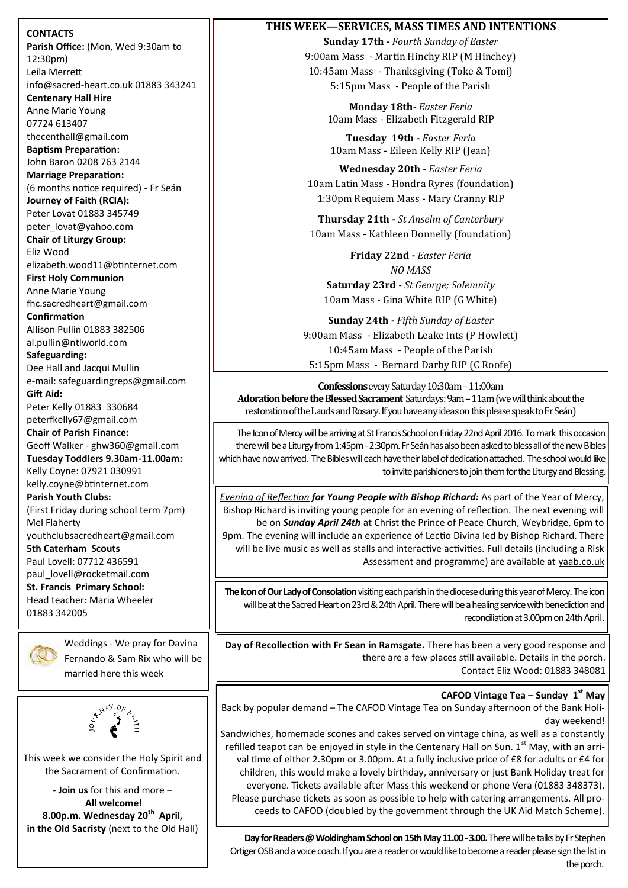## CONTACTS

**Parish Office:** (Mon, Wed 9:30am to 12:30pm)
Leila Merrett
info@sacred-heart.co.uk 01883 343241

**Centenary Hall Hire**
Anne Marie Young
07724 613407
thecenthall@gmail.com

**Baptism Preparation:**
John Baron 0208 763 2144

**Marriage Preparation:**
(6 months notice required) - Fr Seán

**Journey of Faith (RCIA):**
Peter Lovat 01883 345749
peter_lovat@yahoo.com

**Chair of Liturgy Group:**
Eliz Wood
elizabeth.wood11@btinternet.com

**First Holy Communion**
Anne Marie Young
fhc.sacredheart@gmail.com

**Confirmation**
Allison Pullin 01883 382506
al.pullin@ntlworld.com

**Safeguarding:**
Dee Hall and Jacqui Mullin
e-mail: safeguardingreps@gmail.com

**Gift Aid:**
Peter Kelly 01883 330684
peterfkelly67@gmail.com

**Chair of Parish Finance:**
Geoff Walker - ghw360@gmail.com

**Tuesday Toddlers 9.30am-11.00am:**
Kelly Coyne: 07921 030991
kelly.coyne@btinternet.com

**Parish Youth Clubs:**
(First Friday during school term 7pm)
Mel Flaherty
youthclubsacredheart@gmail.com

**5th Caterham Scouts**
Paul Lovell: 07712 436591
paul_lovell@rocketmail.com

**St. Francis Primary School:**
Head teacher: Maria Wheeler
01883 342005

Weddings - We pray for Davina Fernando & Sam Rix who will be married here this week

This week we consider the Holy Spirit and the Sacrament of Confirmation.

- **Join us** for this and more –
**All welcome!**
**8.00p.m. Wednesday 20th April,**
**in the Old Sacristy** (next to the Old Hall)

## THIS WEEK—SERVICES, MASS TIMES AND INTENTIONS

**Sunday 17th -** *Fourth Sunday of Easter*
9:00am Mass - Martin Hinchy RIP (M Hinchey)
10:45am Mass - Thanksgiving (Toke & Tomi)
5:15pm Mass - People of the Parish

**Monday 18th-** *Easter Feria*
10am Mass - Elizabeth Fitzgerald RIP

**Tuesday 19th -** *Easter Feria*
10am Mass - Eileen Kelly RIP (Jean)

**Wednesday 20th -** *Easter Feria*
10am Latin Mass - Hondra Ryres (foundation)
1:30pm Requiem Mass - Mary Cranny RIP

**Thursday 21th -** *St Anselm of Canterbury*
10am Mass - Kathleen Donnelly (foundation)

**Friday 22nd -** *Easter Feria*
*NO MASS*

**Saturday 23rd -** *St George; Solemnity*
10am Mass - Gina White RIP (G White)

**Sunday 24th -** *Fifth Sunday of Easter*
9:00am Mass - Elizabeth Leake Ints (P Howlett)
10:45am Mass - People of the Parish
5:15pm Mass - Bernard Darby RIP (C Roofe)

**Confessions** every Saturday 10:30am – 11:00am
**Adoration before the Blessed Sacrament** Saturdays: 9am – 11am (we will think about the restoration of the Lauds and Rosary. If you have any ideas on this please speak to Fr Seán)

The Icon of Mercy will be arriving at St Francis School on Friday 22nd April 2016. To mark this occasion there will be a Liturgy from 1:45pm - 2:30pm. Fr Seán has also been asked to bless all of the new Bibles which have now arrived. The Bibles will each have their label of dedication attached. The school would like to invite parishioners to join them for the Liturgy and Blessing.

*Evening of Reflection* ***for Young People with Bishop Richard:*** As part of the Year of Mercy, Bishop Richard is inviting young people for an evening of reflection. The next evening will be on ***Sunday April 24th*** at Christ the Prince of Peace Church, Weybridge, 6pm to 9pm. The evening will include an experience of Lectio Divina led by Bishop Richard. There will be live music as well as stalls and interactive activities. Full details (including a Risk Assessment and programme) are available at yaab.co.uk

**The Icon of Our Lady of Consolation** visiting each parish in the diocese during this year of Mercy. The icon will be at the Sacred Heart on 23rd & 24th April. There will be a healing service with benediction and reconciliation at 3.00pm on 24th April .

**Day of Recollection with Fr Sean in Ramsgate.** There has been a very good response and there are a few places still available. Details in the porch. Contact Eliz Wood: 01883 348081

**CAFOD Vintage Tea – Sunday 1st May**
Back by popular demand – The CAFOD Vintage Tea on Sunday afternoon of the Bank Holiday weekend!
Sandwiches, homemade scones and cakes served on vintage china, as well as a constantly refilled teapot can be enjoyed in style in the Centenary Hall on Sun. 1st May, with an arrival time of either 2.30pm or 3.00pm. At a fully inclusive price of £8 for adults or £4 for children, this would make a lovely birthday, anniversary or just Bank Holiday treat for everyone. Tickets available after Mass this weekend or phone Vera (01883 348373). Please purchase tickets as soon as possible to help with catering arrangements. All proceeds to CAFOD (doubled by the government through the UK Aid Match Scheme).

**Day for Readers @ Woldingham School on 15th May 11.00 - 3.00.** There will be talks by Fr Stephen Ortiger OSB and a voice coach. If you are a reader or would like to become a reader please sign the list in the porch.